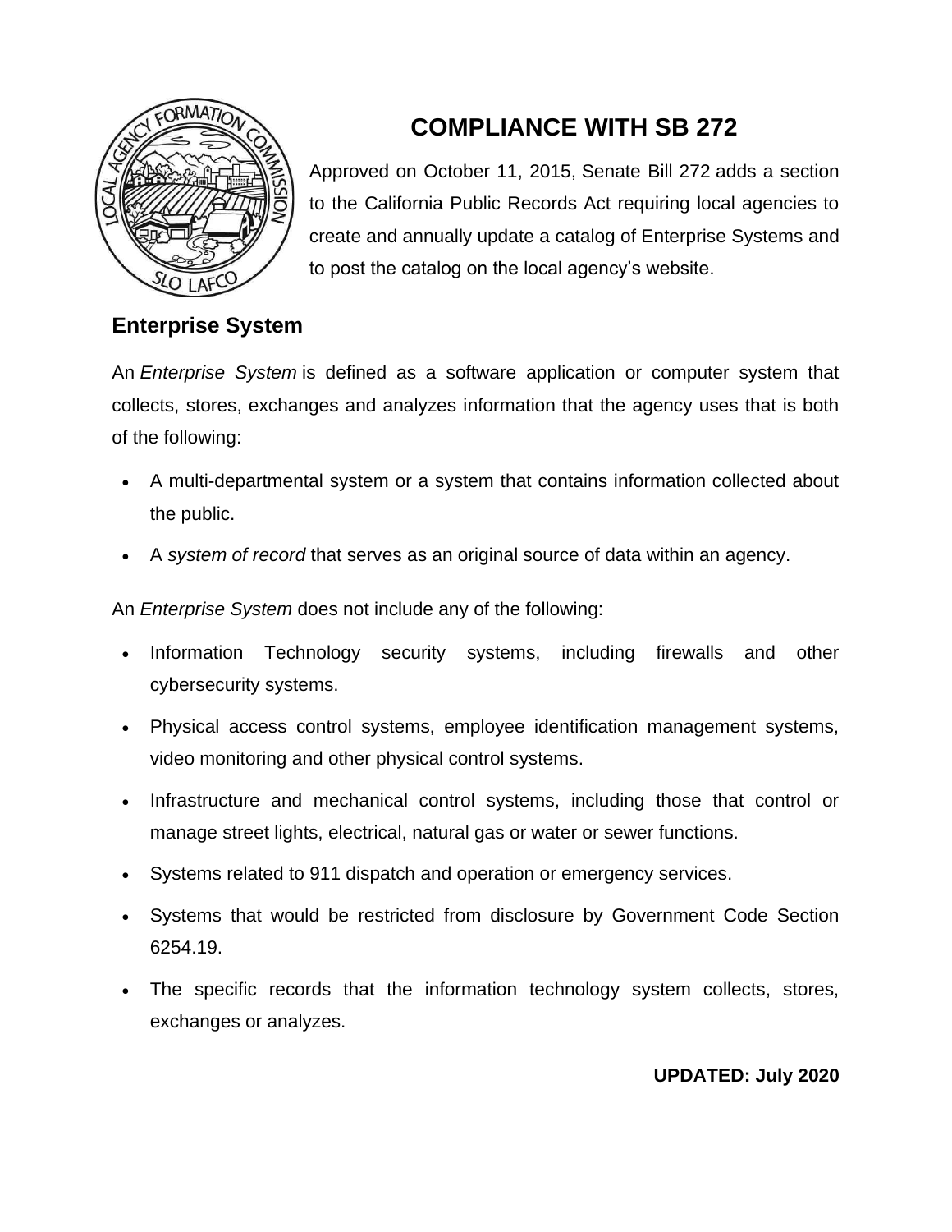# COMPLIANCE WITH SB 272

Approved on October 11, 2015, Senate Bill 272 adds a section to the California Public Records Act requiring local agencies to create and annually update a catalog of Enterprise Systems and to post the catalog on the local agency's website.

## Enterprise System

An *Enterprise System* is defined as a software application or computer system that collects, stores, exchanges and analyzes information that the agency uses that is both of the following:

- A multi-departmental system or a system that contains information collected about the public.
- A *system of record* that serves as an original source of data within an agency.

An *Enterprise System* does not include any of the following:

- Information Technology security systems, including firewalls and other cybersecurity systems.
- Physical access control systems, employee identification management systems, video monitoring and other physical control systems.
- Infrastructure and mechanical control systems, including those that control or manage street lights, electrical, natural gas or water or sewer functions.
- Systems related to 911 dispatch and operation or emergency services.
- Systems that would be restricted from disclosure by Government Code Section 6254.19.
- The specific records that the information technology system collects, stores, exchanges or analyzes.

**UPDATED: July 2020**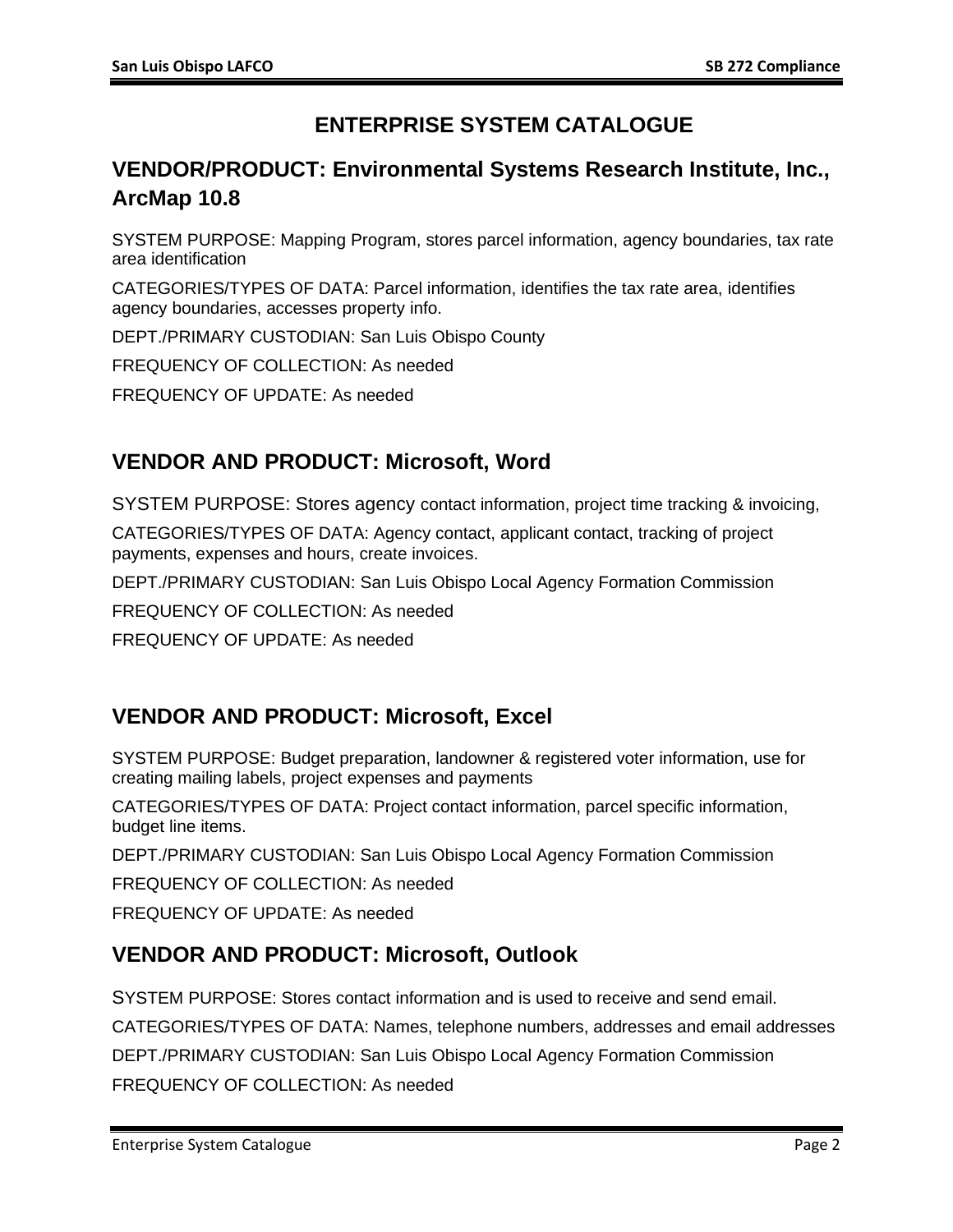# ENTERPRISE SYSTEM CATALOGUE

## VENDOR/PRODUCT: Environmental Systems Research Institute, Inc., ArcMap 10.8

SYSTEM PURPOSE: Mapping Program, stores parcel information, agency boundaries, tax rate area identification

CATEGORIES/TYPES OF DATA: Parcel information, identifies the tax rate area, identifies agency boundaries, accesses property info.

DEPT./PRIMARY CUSTODIAN: San Luis Obispo County

FREQUENCY OF COLLECTION: As needed

FREQUENCY OF UPDATE: As needed

## VENDOR AND PRODUCT: Microsoft, Word

SYSTEM PURPOSE: Stores agency contact information, project time tracking & invoicing,

CATEGORIES/TYPES OF DATA: Agency contact, applicant contact, tracking of project payments, expenses and hours, create invoices.

DEPT./PRIMARY CUSTODIAN: San Luis Obispo Local Agency Formation Commission

FREQUENCY OF COLLECTION: As needed

FREQUENCY OF UPDATE: As needed

## VENDOR AND PRODUCT: Microsoft, Excel

SYSTEM PURPOSE: Budget preparation, landowner & registered voter information, use for creating mailing labels, project expenses and payments

CATEGORIES/TYPES OF DATA: Project contact information, parcel specific information, budget line items.

DEPT./PRIMARY CUSTODIAN: San Luis Obispo Local Agency Formation Commission

FREQUENCY OF COLLECTION: As needed

FREQUENCY OF UPDATE: As needed

## VENDOR AND PRODUCT: Microsoft, Outlook

SYSTEM PURPOSE: Stores contact information and is used to receive and send email.

CATEGORIES/TYPES OF DATA: Names, telephone numbers, addresses and email addresses

DEPT./PRIMARY CUSTODIAN: San Luis Obispo Local Agency Formation Commission

FREQUENCY OF COLLECTION: As needed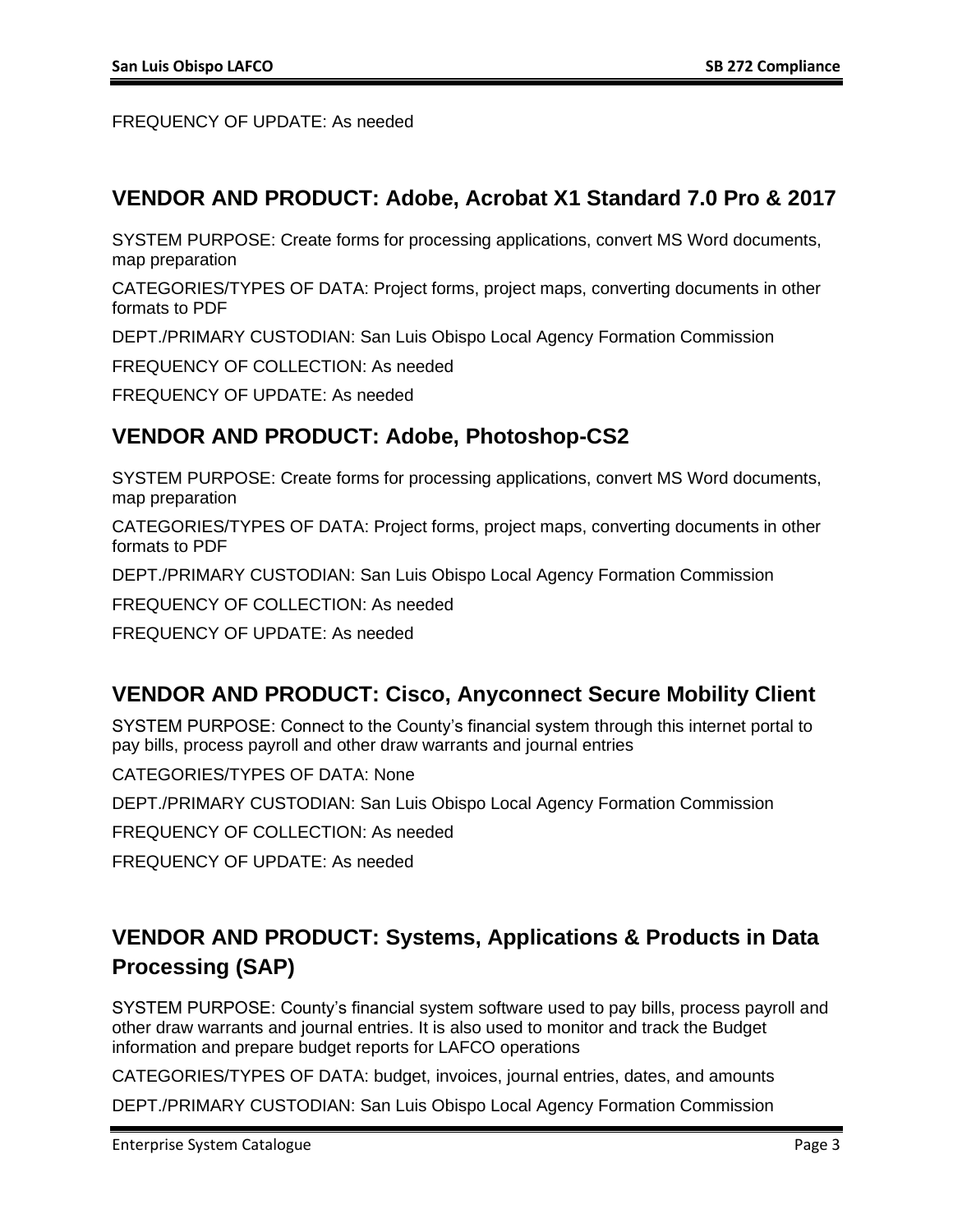FREQUENCY OF UPDATE: As needed

## VENDOR AND PRODUCT: Adobe, Acrobat X1 Standard 7.0 Pro & 2017

SYSTEM PURPOSE: Create forms for processing applications, convert MS Word documents, map preparation

CATEGORIES/TYPES OF DATA: Project forms, project maps, converting documents in other formats to PDF

DEPT./PRIMARY CUSTODIAN: San Luis Obispo Local Agency Formation Commission

FREQUENCY OF COLLECTION: As needed

FREQUENCY OF UPDATE: As needed

## VENDOR AND PRODUCT: Adobe, Photoshop-CS2

SYSTEM PURPOSE: Create forms for processing applications, convert MS Word documents, map preparation

CATEGORIES/TYPES OF DATA: Project forms, project maps, converting documents in other formats to PDF

DEPT./PRIMARY CUSTODIAN: San Luis Obispo Local Agency Formation Commission

FREQUENCY OF COLLECTION: As needed

FREQUENCY OF UPDATE: As needed

## VENDOR AND PRODUCT: Cisco, Anyconnect Secure Mobility Client

SYSTEM PURPOSE: Connect to the County's financial system through this internet portal to pay bills, process payroll and other draw warrants and journal entries

CATEGORIES/TYPES OF DATA: None

DEPT./PRIMARY CUSTODIAN: San Luis Obispo Local Agency Formation Commission

FREQUENCY OF COLLECTION: As needed

FREQUENCY OF UPDATE: As needed

## VENDOR AND PRODUCT: Systems, Applications & Products in Data Processing (SAP)

SYSTEM PURPOSE: County's financial system software used to pay bills, process payroll and other draw warrants and journal entries. It is also used to monitor and track the Budget information and prepare budget reports for LAFCO operations

CATEGORIES/TYPES OF DATA: budget, invoices, journal entries, dates, and amounts

DEPT./PRIMARY CUSTODIAN: San Luis Obispo Local Agency Formation Commission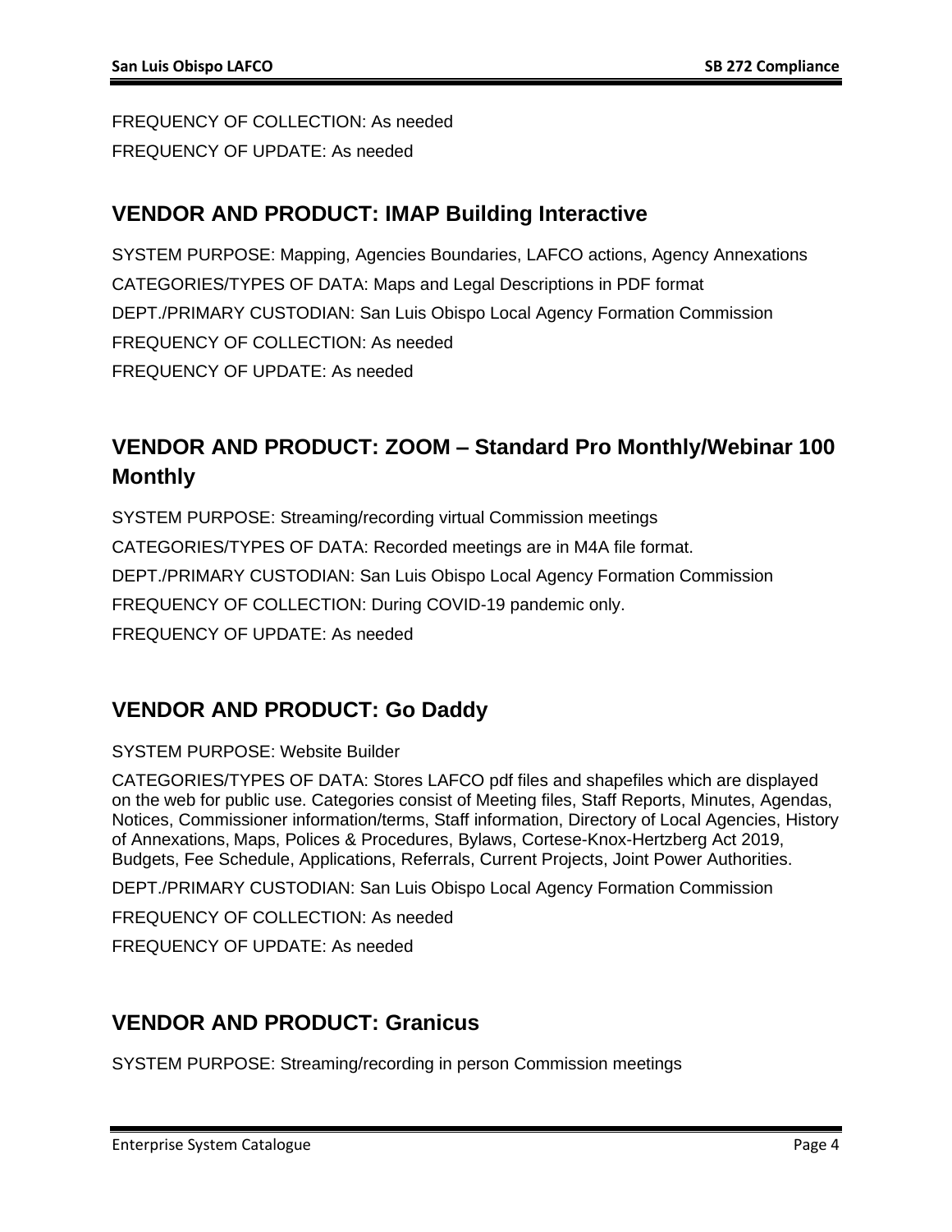FREQUENCY OF COLLECTION: As needed

FREQUENCY OF UPDATE: As needed

## VENDOR AND PRODUCT: IMAP Building Interactive

SYSTEM PURPOSE: Mapping, Agencies Boundaries, LAFCO actions, Agency Annexations

CATEGORIES/TYPES OF DATA: Maps and Legal Descriptions in PDF format

DEPT./PRIMARY CUSTODIAN: San Luis Obispo Local Agency Formation Commission

FREQUENCY OF COLLECTION: As needed

FREQUENCY OF UPDATE: As needed

## VENDOR AND PRODUCT: ZOOM – Standard Pro Monthly/Webinar 100 Monthly

SYSTEM PURPOSE: Streaming/recording virtual Commission meetings

CATEGORIES/TYPES OF DATA: Recorded meetings are in M4A file format.

DEPT./PRIMARY CUSTODIAN: San Luis Obispo Local Agency Formation Commission

FREQUENCY OF COLLECTION: During COVID-19 pandemic only.

FREQUENCY OF UPDATE: As needed

## VENDOR AND PRODUCT: Go Daddy

SYSTEM PURPOSE: Website Builder

CATEGORIES/TYPES OF DATA: Stores LAFCO pdf files and shapefiles which are displayed on the web for public use. Categories consist of Meeting files, Staff Reports, Minutes, Agendas, Notices, Commissioner information/terms, Staff information, Directory of Local Agencies, History of Annexations, Maps, Polices & Procedures, Bylaws, Cortese-Knox-Hertzberg Act 2019, Budgets, Fee Schedule, Applications, Referrals, Current Projects, Joint Power Authorities.

DEPT./PRIMARY CUSTODIAN: San Luis Obispo Local Agency Formation Commission

FREQUENCY OF COLLECTION: As needed

FREQUENCY OF UPDATE: As needed

## VENDOR AND PRODUCT: Granicus

SYSTEM PURPOSE: Streaming/recording in person Commission meetings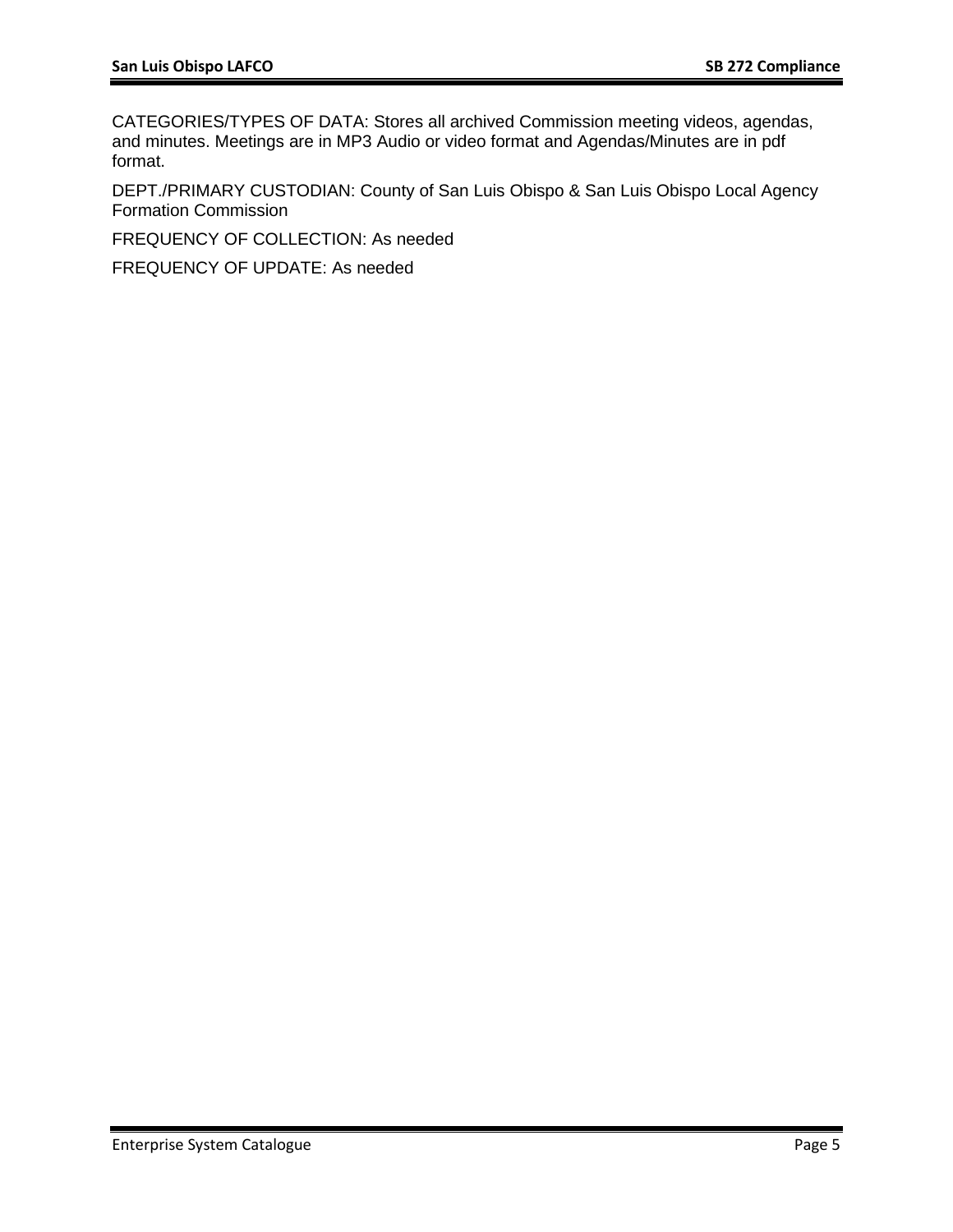CATEGORIES/TYPES OF DATA: Stores all archived Commission meeting videos, agendas, and minutes. Meetings are in MP3 Audio or video format and Agendas/Minutes are in pdf format.

DEPT./PRIMARY CUSTODIAN: County of San Luis Obispo & San Luis Obispo Local Agency Formation Commission

FREQUENCY OF COLLECTION: As needed

FREQUENCY OF UPDATE: As needed